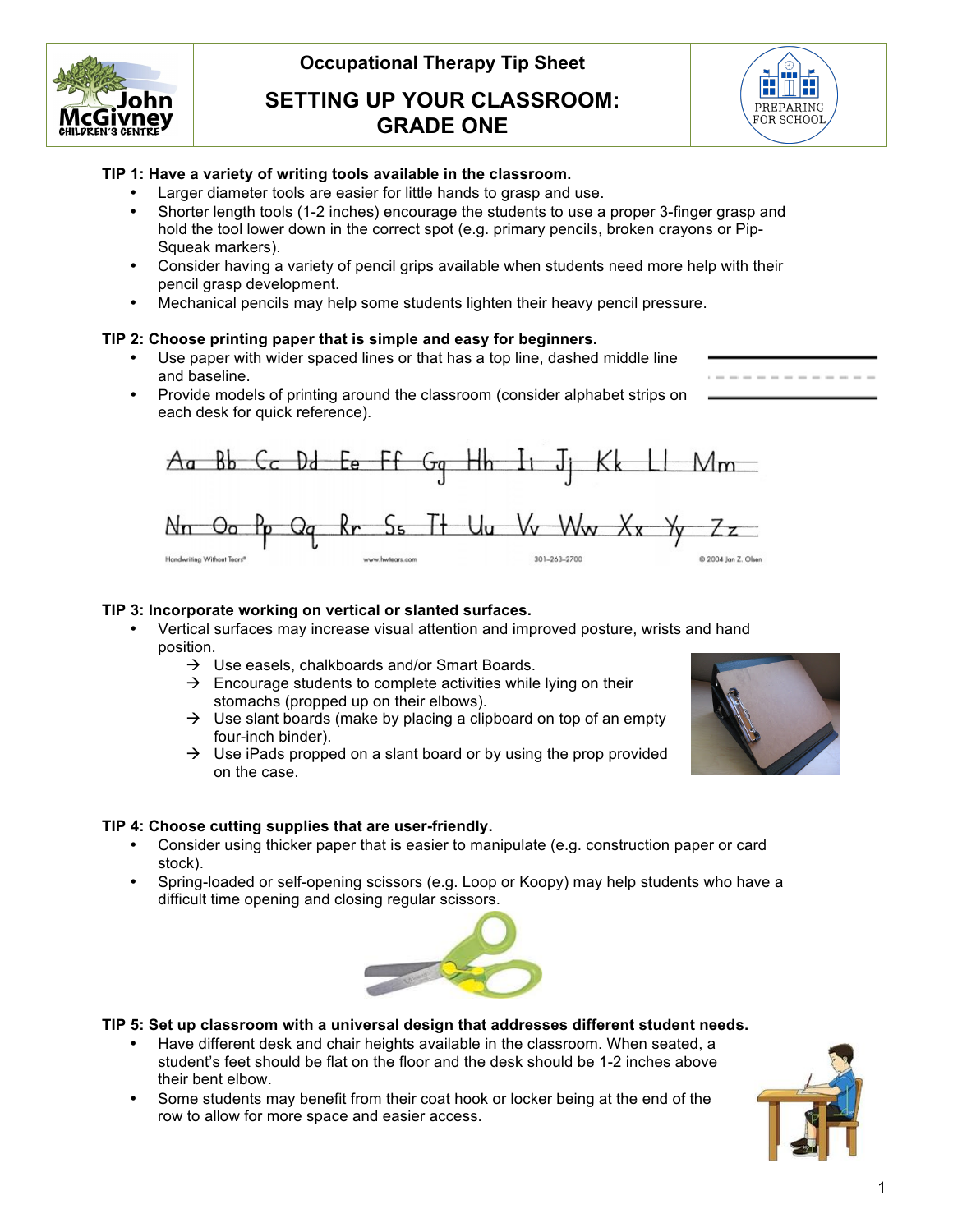# Occupational Therapy Tip Sheet

## SETTING UP YOUR CLASSROOM: GRADE ONE

**TIP 1: Have a variety of writing tools available in the classroom.**

- Larger diameter tools are easier for little hands to grasp and use.
- Shorter length tools (1-2 inches) encourage the students to use a proper 3-finger grasp and hold the tool lower down in the correct spot (e.g. primary pencils, broken crayons or Pip-Squeak markers).
- Consider having a variety of pencil grips available when students need more help with their pencil grasp development.
- Mechanical pencils may help some students lighten their heavy pencil pressure.

**TIP 2: Choose printing paper that is simple and easy for beginners.**

- Use paper with wider spaced lines or that has a top line, dashed middle line and baseline.
- Provide models of printing around the classroom (consider alphabet strips on each desk for quick reference).

Aa Bb Cc Dd Ee Ff Gg Hh Ii Jj Kk Ll Mm
Nn Oo Pp Qq Rr Ss Tt Uu Vv Ww Xx Yy Zz

Handwriting Without Tears® www.hwtears.com 301-263-2700 © 2004 Jan Z. Olsen

**TIP 3: Incorporate working on vertical or slanted surfaces.**

- Vertical surfaces may increase visual attention and improved posture, wrists and hand position.
  - → Use easels, chalkboards and/or Smart Boards.
  - → Encourage students to complete activities while lying on their stomachs (propped up on their elbows).
  - → Use slant boards (make by placing a clipboard on top of an empty four-inch binder).
  - → Use iPads propped on a slant board or by using the prop provided on the case.

**TIP 4: Choose cutting supplies that are user-friendly.**

- Consider using thicker paper that is easier to manipulate (e.g. construction paper or card stock).
- Spring-loaded or self-opening scissors (e.g. Loop or Koopy) may help students who have a difficult time opening and closing regular scissors.

**TIP 5: Set up classroom with a universal design that addresses different student needs.**

- Have different desk and chair heights available in the classroom. When seated, a student's feet should be flat on the floor and the desk should be 1-2 inches above their bent elbow.
- Some students may benefit from their coat hook or locker being at the end of the row to allow for more space and easier access.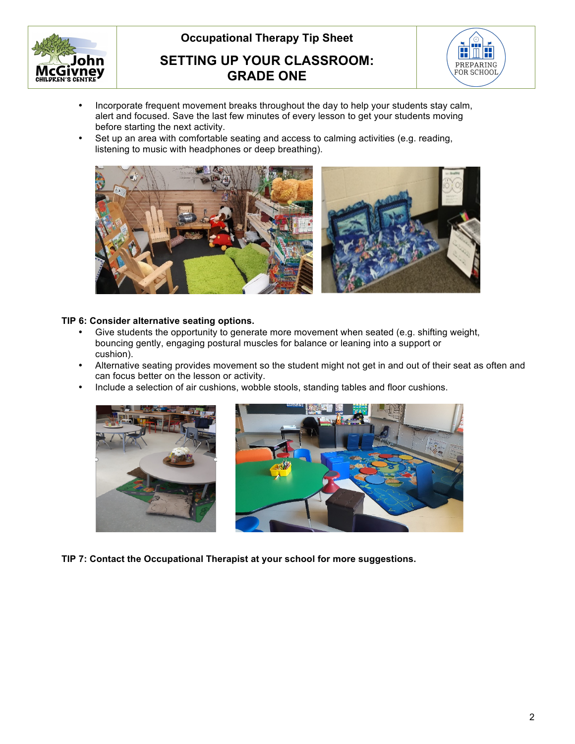- Incorporate frequent movement breaks throughout the day to help your students stay calm, alert and focused. Save the last few minutes of every lesson to get your students moving before starting the next activity.
- Set up an area with comfortable seating and access to calming activities (e.g. reading, listening to music with headphones or deep breathing).

**TIP 6: Consider alternative seating options.**

- Give students the opportunity to generate more movement when seated (e.g. shifting weight, bouncing gently, engaging postural muscles for balance or leaning into a support or cushion).
- Alternative seating provides movement so the student might not get in and out of their seat as often and can focus better on the lesson or activity.
- Include a selection of air cushions, wobble stools, standing tables and floor cushions.

**TIP 7: Contact the Occupational Therapist at your school for more suggestions.**